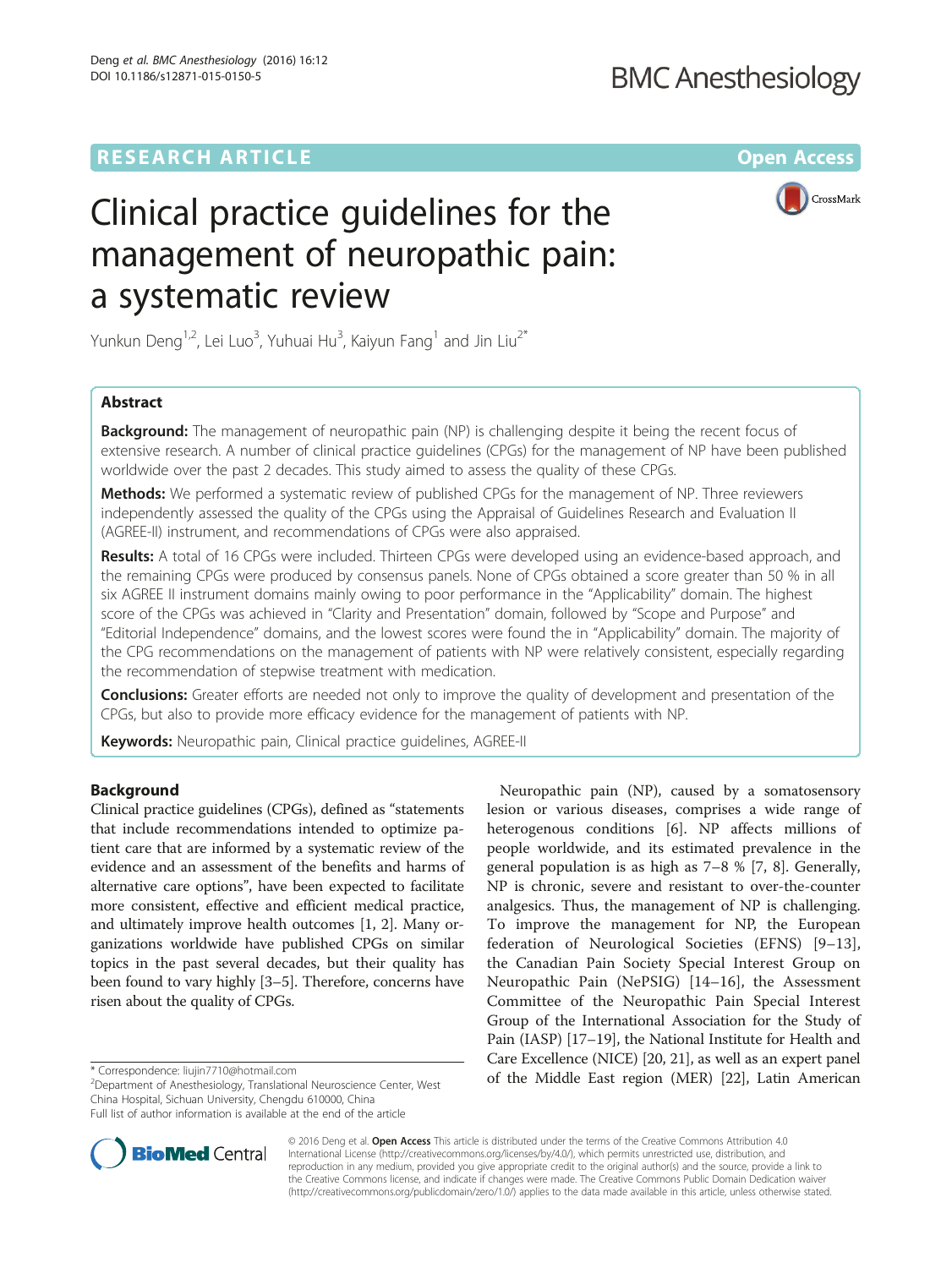RESEARCH ARTICLE

Open Access

# Clinical practice guidelines for the management of neuropathic pain: a systematic review

Yunkun Deng[1,2], Lei Luo[3], Yuhuai Hu[3], Kaiyun Fang[1] and Jin Liu[2*]

## Abstract

**Background:** The management of neuropathic pain (NP) is challenging despite it being the recent focus of extensive research. A number of clinical practice guidelines (CPGs) for the management of NP have been published worldwide over the past 2 decades. This study aimed to assess the quality of these CPGs.

**Methods:** We performed a systematic review of published CPGs for the management of NP. Three reviewers independently assessed the quality of the CPGs using the Appraisal of Guidelines Research and Evaluation II (AGREE-II) instrument, and recommendations of CPGs were also appraised.

**Results:** A total of 16 CPGs were included. Thirteen CPGs were developed using an evidence-based approach, and the remaining CPGs were produced by consensus panels. None of CPGs obtained a score greater than 50 % in all six AGREE II instrument domains mainly owing to poor performance in the "Applicability" domain. The highest score of the CPGs was achieved in "Clarity and Presentation" domain, followed by "Scope and Purpose" and "Editorial Independence" domains, and the lowest scores were found the in "Applicability" domain. The majority of the CPG recommendations on the management of patients with NP were relatively consistent, especially regarding the recommendation of stepwise treatment with medication.

**Conclusions:** Greater efforts are needed not only to improve the quality of development and presentation of the CPGs, but also to provide more efficacy evidence for the management of patients with NP.

**Keywords:** Neuropathic pain, Clinical practice guidelines, AGREE-II

## Background

Clinical practice guidelines (CPGs), defined as "statements that include recommendations intended to optimize patient care that are informed by a systematic review of the evidence and an assessment of the benefits and harms of alternative care options", have been expected to facilitate more consistent, effective and efficient medical practice, and ultimately improve health outcomes [1, 2]. Many organizations worldwide have published CPGs on similar topics in the past several decades, but their quality has been found to vary highly [3–5]. Therefore, concerns have risen about the quality of CPGs.

Neuropathic pain (NP), caused by a somatosensory lesion or various diseases, comprises a wide range of heterogenous conditions [6]. NP affects millions of people worldwide, and its estimated prevalence in the general population is as high as 7–8 % [7, 8]. Generally, NP is chronic, severe and resistant to over-the-counter analgesics. Thus, the management of NP is challenging. To improve the management for NP, the European federation of Neurological Societies (EFNS) [9–13], the Canadian Pain Society Special Interest Group on Neuropathic Pain (NePSIG) [14–16], the Assessment Committee of the Neuropathic Pain Special Interest Group of the International Association for the Study of Pain (IASP) [17–19], the National Institute for Health and Care Excellence (NICE) [20, 21], as well as an expert panel of the Middle East region (MER) [22], Latin American

\* Correspondence: liujin7710@hotmail.com
[2]Department of Anesthesiology, Translational Neuroscience Center, West China Hospital, Sichuan University, Chengdu 610000, China
Full list of author information is available at the end of the article

© 2016 Deng et al. **Open Access** This article is distributed under the terms of the Creative Commons Attribution 4.0 International License (http://creativecommons.org/licenses/by/4.0/), which permits unrestricted use, distribution, and reproduction in any medium, provided you give appropriate credit to the original author(s) and the source, provide a link to the Creative Commons license, and indicate if changes were made. The Creative Commons Public Domain Dedication waiver (http://creativecommons.org/publicdomain/zero/1.0/) applies to the data made available in this article, unless otherwise stated.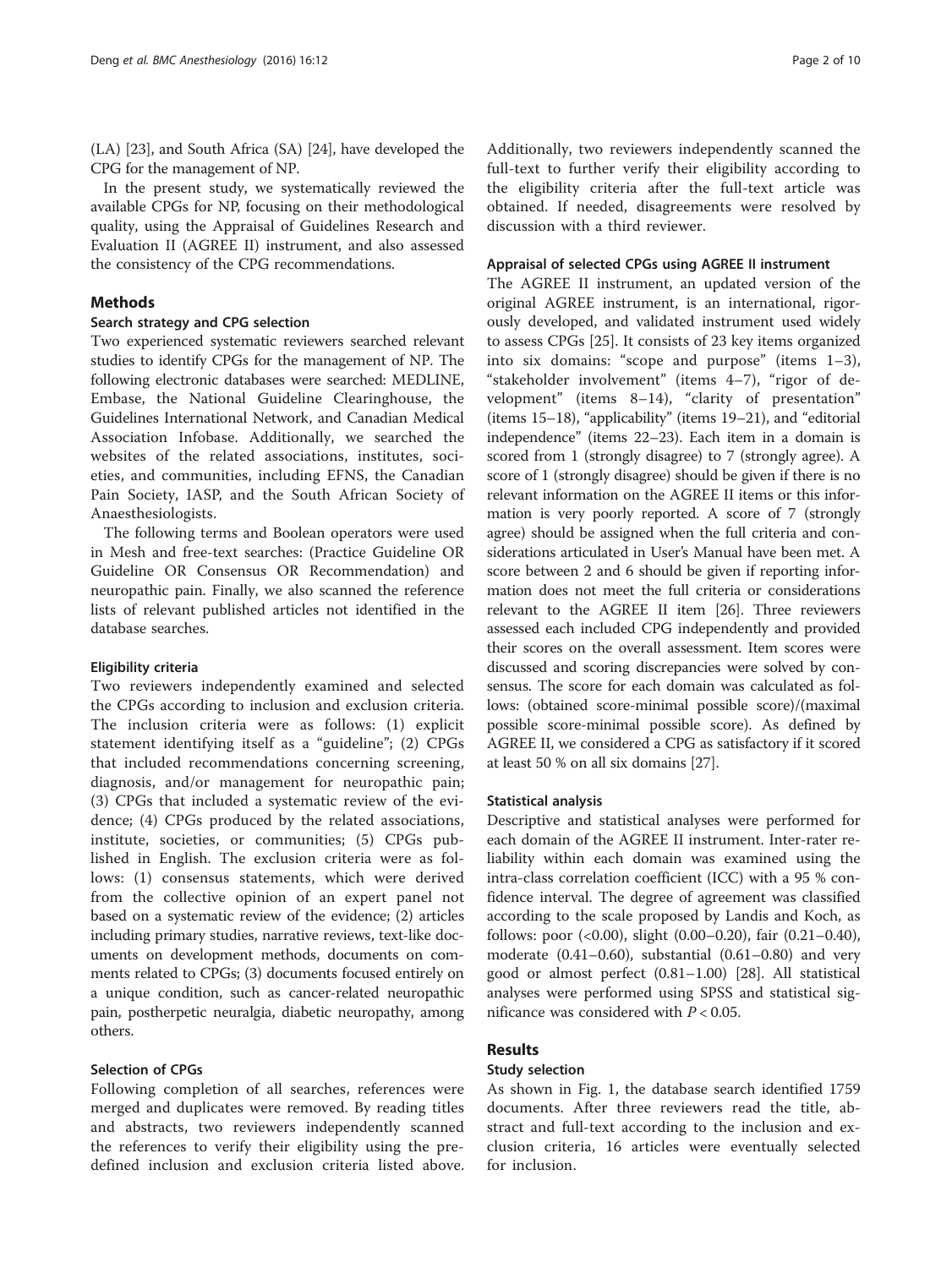(LA) [23], and South Africa (SA) [24], have developed the CPG for the management of NP.

In the present study, we systematically reviewed the available CPGs for NP, focusing on their methodological quality, using the Appraisal of Guidelines Research and Evaluation II (AGREE II) instrument, and also assessed the consistency of the CPG recommendations.

## Methods

### Search strategy and CPG selection

Two experienced systematic reviewers searched relevant studies to identify CPGs for the management of NP. The following electronic databases were searched: MEDLINE, Embase, the National Guideline Clearinghouse, the Guidelines International Network, and Canadian Medical Association Infobase. Additionally, we searched the websites of the related associations, institutes, societies, and communities, including EFNS, the Canadian Pain Society, IASP, and the South African Society of Anaesthesiologists.

The following terms and Boolean operators were used in Mesh and free-text searches: (Practice Guideline OR Guideline OR Consensus OR Recommendation) and neuropathic pain. Finally, we also scanned the reference lists of relevant published articles not identified in the database searches.

#### Eligibility criteria

Two reviewers independently examined and selected the CPGs according to inclusion and exclusion criteria. The inclusion criteria were as follows: (1) explicit statement identifying itself as a "guideline"; (2) CPGs that included recommendations concerning screening, diagnosis, and/or management for neuropathic pain; (3) CPGs that included a systematic review of the evidence; (4) CPGs produced by the related associations, institute, societies, or communities; (5) CPGs published in English. The exclusion criteria were as follows: (1) consensus statements, which were derived from the collective opinion of an expert panel not based on a systematic review of the evidence; (2) articles including primary studies, narrative reviews, text-like documents on development methods, documents on comments related to CPGs; (3) documents focused entirely on a unique condition, such as cancer-related neuropathic pain, postherpetic neuralgia, diabetic neuropathy, among others.

#### Selection of CPGs

Following completion of all searches, references were merged and duplicates were removed. By reading titles and abstracts, two reviewers independently scanned the references to verify their eligibility using the predefined inclusion and exclusion criteria listed above. Additionally, two reviewers independently scanned the full-text to further verify their eligibility according to the eligibility criteria after the full-text article was obtained. If needed, disagreements were resolved by discussion with a third reviewer.

#### Appraisal of selected CPGs using AGREE II instrument

The AGREE II instrument, an updated version of the original AGREE instrument, is an international, rigorously developed, and validated instrument used widely to assess CPGs [25]. It consists of 23 key items organized into six domains: "scope and purpose" (items 1–3), "stakeholder involvement" (items 4–7), "rigor of development" (items 8–14), "clarity of presentation" (items 15–18), "applicability" (items 19–21), and "editorial independence" (items 22–23). Each item in a domain is scored from 1 (strongly disagree) to 7 (strongly agree). A score of 1 (strongly disagree) should be given if there is no relevant information on the AGREE II items or this information is very poorly reported. A score of 7 (strongly agree) should be assigned when the full criteria and considerations articulated in User's Manual have been met. A score between 2 and 6 should be given if reporting information does not meet the full criteria or considerations relevant to the AGREE II item [26]. Three reviewers assessed each included CPG independently and provided their scores on the overall assessment. Item scores were discussed and scoring discrepancies were solved by consensus. The score for each domain was calculated as follows: (obtained score-minimal possible score)/(maximal possible score-minimal possible score). As defined by AGREE II, we considered a CPG as satisfactory if it scored at least 50 % on all six domains [27].

#### Statistical analysis

Descriptive and statistical analyses were performed for each domain of the AGREE II instrument. Inter-rater reliability within each domain was examined using the intra-class correlation coefficient (ICC) with a 95 % confidence interval. The degree of agreement was classified according to the scale proposed by Landis and Koch, as follows: poor (<0.00), slight (0.00–0.20), fair (0.21–0.40), moderate (0.41–0.60), substantial (0.61–0.80) and very good or almost perfect (0.81–1.00) [28]. All statistical analyses were performed using SPSS and statistical significance was considered with $P < 0.05$.

## Results

### Study selection

As shown in Fig. 1, the database search identified 1759 documents. After three reviewers read the title, abstract and full-text according to the inclusion and exclusion criteria, 16 articles were eventually selected for inclusion.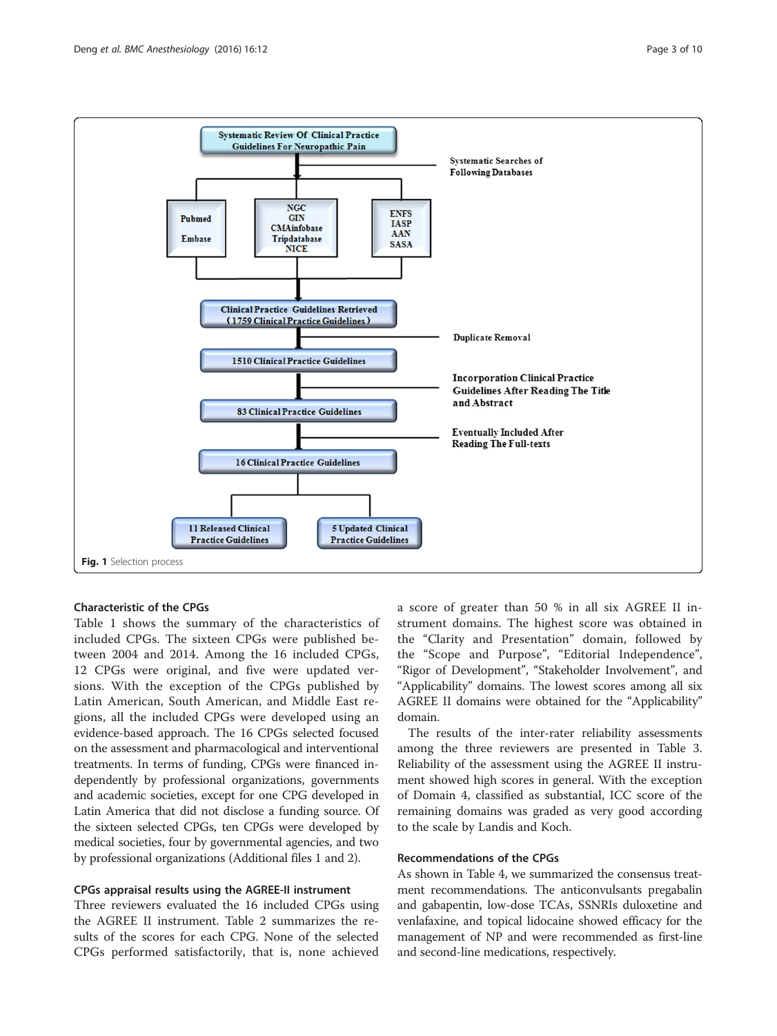Fig. 1 Selection process

### Characteristic of the CPGs

Table 1 shows the summary of the characteristics of included CPGs. The sixteen CPGs were published between 2004 and 2014. Among the 16 included CPGs, 12 CPGs were original, and five were updated versions. With the exception of the CPGs published by Latin American, South American, and Middle East regions, all the included CPGs were developed using an evidence-based approach. The 16 CPGs selected focused on the assessment and pharmacological and interventional treatments. In terms of funding, CPGs were financed independently by professional organizations, governments and academic societies, except for one CPG developed in Latin America that did not disclose a funding source. Of the sixteen selected CPGs, ten CPGs were developed by medical societies, four by governmental agencies, and two by professional organizations (Additional files 1 and 2).

### CPGs appraisal results using the AGREE-II instrument

Three reviewers evaluated the 16 included CPGs using the AGREE II instrument. Table 2 summarizes the results of the scores for each CPG. None of the selected CPGs performed satisfactorily, that is, none achieved a score of greater than 50 % in all six AGREE II instrument domains. The highest score was obtained in the "Clarity and Presentation" domain, followed by the "Scope and Purpose", "Editorial Independence", "Rigor of Development", "Stakeholder Involvement", and "Applicability" domains. The lowest scores among all six AGREE II domains were obtained for the "Applicability" domain.

The results of the inter-rater reliability assessments among the three reviewers are presented in Table 3. Reliability of the assessment using the AGREE II instrument showed high scores in general. With the exception of Domain 4, classified as substantial, ICC score of the remaining domains was graded as very good according to the scale by Landis and Koch.

### Recommendations of the CPGs

As shown in Table 4, we summarized the consensus treatment recommendations. The anticonvulsants pregabalin and gabapentin, low-dose TCAs, SSNRIs duloxetine and venlafaxine, and topical lidocaine showed efficacy for the management of NP and were recommended as first-line and second-line medications, respectively.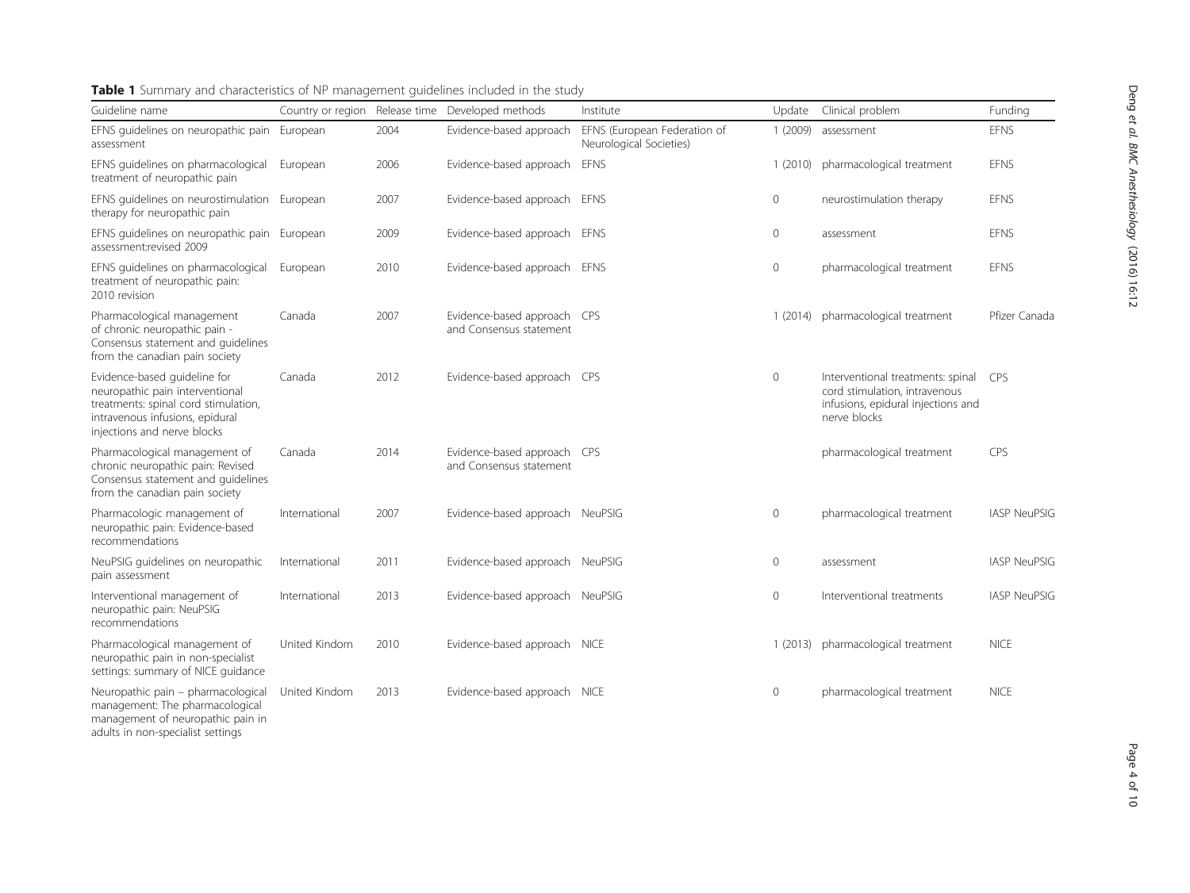**Table 1** Summary and characteristics of NP management guidelines included in the study

| Guideline name | Country or region | Release time | Developed methods | Institute | Update | Clinical problem | Funding |
|---|---|---|---|---|---|---|---|
| EFNS guidelines on neuropathic pain assessment | European | 2004 | Evidence-based approach | EFNS (European Federation of Neurological Societies) | 1 (2009) | assessment | EFNS |
| EFNS guidelines on pharmacological treatment of neuropathic pain | European | 2006 | Evidence-based approach | EFNS | 1 (2010) | pharmacological treatment | EFNS |
| EFNS guidelines on neurostimulation therapy for neuropathic pain | European | 2007 | Evidence-based approach | EFNS | 0 | neurostimulation therapy | EFNS |
| EFNS guidelines on neuropathic pain assessment:revised 2009 | European | 2009 | Evidence-based approach | EFNS | 0 | assessment | EFNS |
| EFNS guidelines on pharmacological treatment of neuropathic pain: 2010 revision | European | 2010 | Evidence-based approach | EFNS | 0 | pharmacological treatment | EFNS |
| Pharmacological management of chronic neuropathic pain - Consensus statement and guidelines from the canadian pain society | Canada | 2007 | Evidence-based approach and Consensus statement | CPS | 1 (2014) | pharmacological treatment | Pfizer Canada |
| Evidence-based guideline for neuropathic pain interventional treatments: spinal cord stimulation, intravenous infusions, epidural injections and nerve blocks | Canada | 2012 | Evidence-based approach | CPS | 0 | Interventional treatments: spinal cord stimulation, intravenous infusions, epidural injections and nerve blocks | CPS |
| Pharmacological management of chronic neuropathic pain: Revised Consensus statement and guidelines from the canadian pain society | Canada | 2014 | Evidence-based approach and Consensus statement | CPS | | pharmacological treatment | CPS |
| Pharmacologic management of neuropathic pain: Evidence-based recommendations | International | 2007 | Evidence-based approach | NeuPSIG | 0 | pharmacological treatment | IASP NeuPSIG |
| NeuPSIG guidelines on neuropathic pain assessment | International | 2011 | Evidence-based approach | NeuPSIG | 0 | assessment | IASP NeuPSIG |
| Interventional management of neuropathic pain: NeuPSIG recommendations | International | 2013 | Evidence-based approach | NeuPSIG | 0 | Interventional treatments | IASP NeuPSIG |
| Pharmacological management of neuropathic pain in non-specialist settings: summary of NICE guidance | United Kindom | 2010 | Evidence-based approach | NICE | 1 (2013) | pharmacological treatment | NICE |
| Neuropathic pain – pharmacological management: The pharmacological management of neuropathic pain in adults in non-specialist settings | United Kindom | 2013 | Evidence-based approach | NICE | 0 | pharmacological treatment | NICE |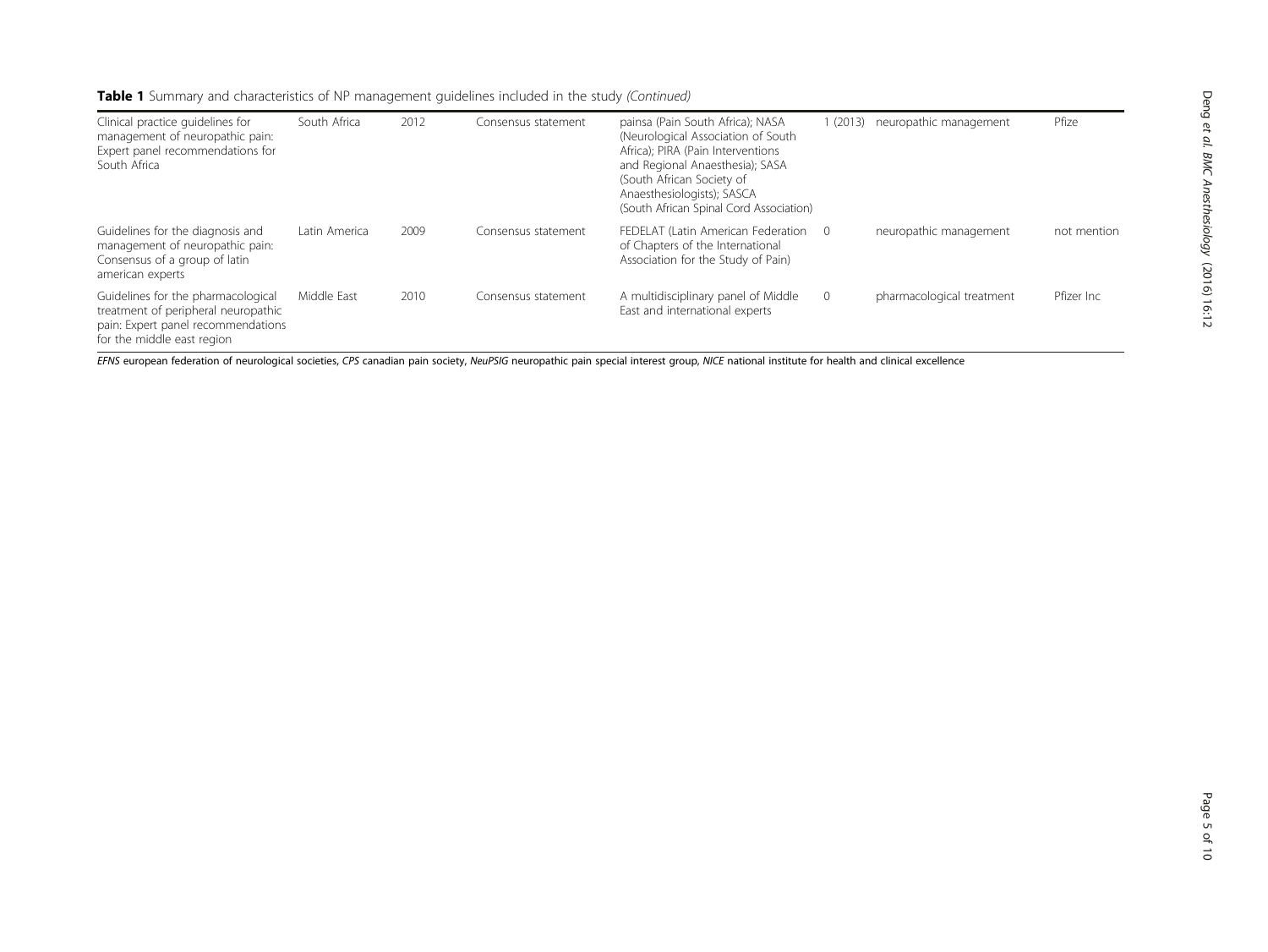**Table 1** Summary and characteristics of NP management guidelines included in the study *(Continued)*

| | | | | | | | |
|---|---|---|---|---|---|---|---|
| Clinical practice guidelines for management of neuropathic pain: Expert panel recommendations for South Africa | South Africa | 2012 | Consensus statement | painsa (Pain South Africa); NASA (Neurological Association of South Africa); PIRA (Pain Interventions and Regional Anaesthesia); SASA (South African Society of Anaesthesiologists); SASCA (South African Spinal Cord Association) | 1 (2013) | neuropathic management | Pfize |
| Guidelines for the diagnosis and management of neuropathic pain: Consensus of a group of latin american experts | Latin America | 2009 | Consensus statement | FEDELAT (Latin American Federation of Chapters of the International Association for the Study of Pain) | 0 | neuropathic management | not mention |
| Guidelines for the pharmacological treatment of peripheral neuropathic pain: Expert panel recommendations for the middle east region | Middle East | 2010 | Consensus statement | A multidisciplinary panel of Middle East and international experts | 0 | pharmacological treatment | Pfizer Inc |

*EFNS* european federation of neurological societies, *CPS* canadian pain society, *NeuPSIG* neuropathic pain special interest group, *NICE* national institute for health and clinical excellence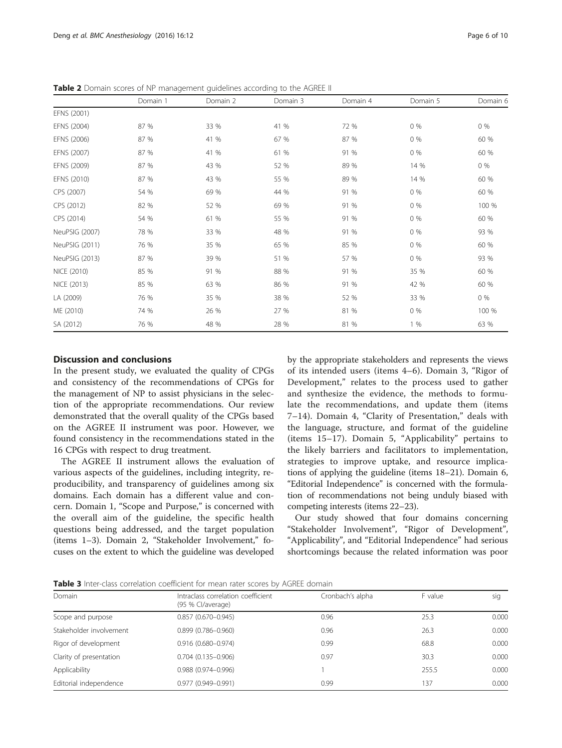**Table 2** Domain scores of NP management guidelines according to the AGREE II

| | Domain 1 | Domain 2 | Domain 3 | Domain 4 | Domain 5 | Domain 6 |
|---|---|---|---|---|---|---|
| EFNS (2001) | | | | | | |
| EFNS (2004) | 87 % | 33 % | 41 % | 72 % | 0 % | 0 % |
| EFNS (2006) | 87 % | 41 % | 67 % | 87 % | 0 % | 60 % |
| EFNS (2007) | 87 % | 41 % | 61 % | 91 % | 0 % | 60 % |
| EFNS (2009) | 87 % | 43 % | 52 % | 89 % | 14 % | 0 % |
| EFNS (2010) | 87 % | 43 % | 55 % | 89 % | 14 % | 60 % |
| CPS (2007) | 54 % | 69 % | 44 % | 91 % | 0 % | 60 % |
| CPS (2012) | 82 % | 52 % | 69 % | 91 % | 0 % | 100 % |
| CPS (2014) | 54 % | 61 % | 55 % | 91 % | 0 % | 60 % |
| NeuPSIG (2007) | 78 % | 33 % | 48 % | 91 % | 0 % | 93 % |
| NeuPSIG (2011) | 76 % | 35 % | 65 % | 85 % | 0 % | 60 % |
| NeuPSIG (2013) | 87 % | 39 % | 51 % | 57 % | 0 % | 93 % |
| NICE (2010) | 85 % | 91 % | 88 % | 91 % | 35 % | 60 % |
| NICE (2013) | 85 % | 63 % | 86 % | 91 % | 42 % | 60 % |
| LA (2009) | 76 % | 35 % | 38 % | 52 % | 33 % | 0 % |
| ME (2010) | 74 % | 26 % | 27 % | 81 % | 0 % | 100 % |
| SA (2012) | 76 % | 48 % | 28 % | 81 % | 1 % | 63 % |

## Discussion and conclusions

In the present study, we evaluated the quality of CPGs and consistency of the recommendations of CPGs for the management of NP to assist physicians in the selection of the appropriate recommendations. Our review demonstrated that the overall quality of the CPGs based on the AGREE II instrument was poor. However, we found consistency in the recommendations stated in the 16 CPGs with respect to drug treatment.

The AGREE II instrument allows the evaluation of various aspects of the guidelines, including integrity, reproducibility, and transparency of guidelines among six domains. Each domain has a different value and concern. Domain 1, "Scope and Purpose," is concerned with the overall aim of the guideline, the specific health questions being addressed, and the target population (items 1–3). Domain 2, "Stakeholder Involvement," focuses on the extent to which the guideline was developed by the appropriate stakeholders and represents the views of its intended users (items 4–6). Domain 3, "Rigor of Development," relates to the process used to gather and synthesize the evidence, the methods to formulate the recommendations, and update them (items 7–14). Domain 4, "Clarity of Presentation," deals with the language, structure, and format of the guideline (items 15–17). Domain 5, "Applicability" pertains to the likely barriers and facilitators to implementation, strategies to improve uptake, and resource implications of applying the guideline (items 18–21). Domain 6, "Editorial Independence" is concerned with the formulation of recommendations not being unduly biased with competing interests (items 22–23).

Our study showed that four domains concerning "Stakeholder Involvement", "Rigor of Development", "Applicability", and "Editorial Independence" had serious shortcomings because the related information was poor

**Table 3** Inter-class correlation coefficient for mean rater scores by AGREE domain

| Domain | Intraclass correlation coefficient (95 % CI/average) | Cronbach's alpha | F value | sig |
|---|---|---|---|---|
| Scope and purpose | 0.857 (0.670–0.945) | 0.96 | 25.3 | 0.000 |
| Stakeholder involvement | 0.899 (0.786–0.960) | 0.96 | 26.3 | 0.000 |
| Rigor of development | 0.916 (0.680–0.974) | 0.99 | 68.8 | 0.000 |
| Clarity of presentation | 0.704 (0.135–0.906) | 0.97 | 30.3 | 0.000 |
| Applicability | 0.988 (0.974–0.996) | 1 | 255.5 | 0.000 |
| Editorial independence | 0.977 (0.949–0.991) | 0.99 | 137 | 0.000 |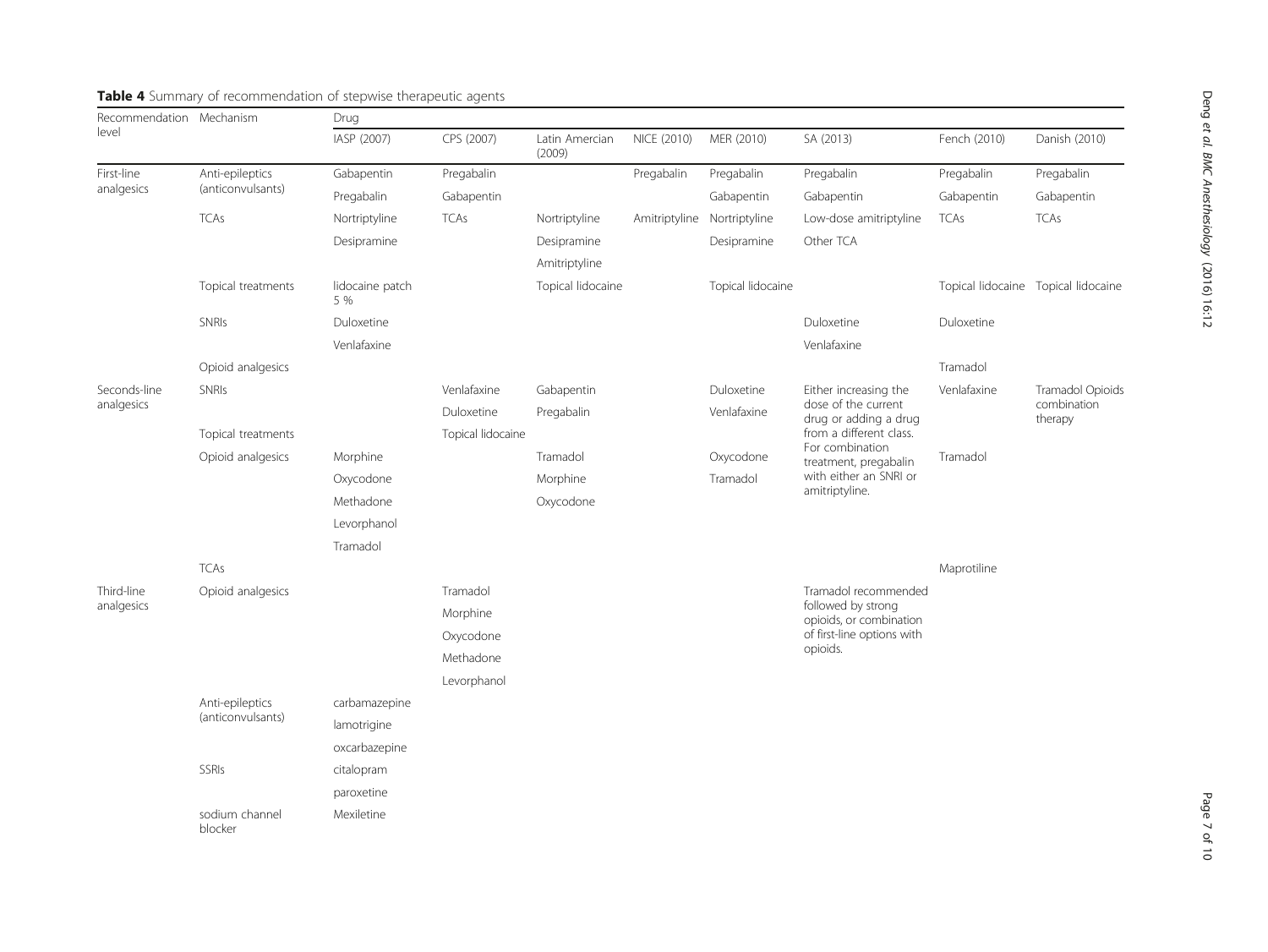**Table 4** Summary of recommendation of stepwise therapeutic agents

| Recommendation level | Mechanism | Drug | | | | | | | |
|---|---|---|---|---|---|---|---|---|---|
| | | IASP (2007) | CPS (2007) | Latin Amercian (2009) | NICE (2010) | MER (2010) | SA (2013) | Fench (2010) | Danish (2010) |
| First-line analgesics | Anti-epileptics (anticonvulsants) | Gabapentin | Pregabalin | | Pregabalin | Pregabalin | Pregabalin | Pregabalin | Pregabalin |
| | | Pregabalin | Gabapentin | | | Gabapentin | Gabapentin | Gabapentin | Gabapentin |
| | TCAs | Nortriptyline | TCAs | Nortriptyline | Amitriptyline | Nortriptyline | Low-dose amitriptyline | TCAs | TCAs |
| | | Desipramine | | Desipramine | | Desipramine | Other TCA | | |
| | | | | Amitriptyline | | | | | |
| | Topical treatments | lidocaine patch 5 % | | Topical lidocaine | | Topical lidocaine | | Topical lidocaine | Topical lidocaine |
| | SNRIs | Duloxetine | | | | | Duloxetine | Duloxetine | |
| | | Venlafaxine | | | | | Venlafaxine | | |
| | Opioid analgesics | | | | | | | Tramadol | |
| Seconds-line analgesics | SNRIs | | Venlafaxine | Gabapentin | | Duloxetine | Either increasing the dose of the current drug or adding a drug from a different class. For combination treatment, pregabalin with either an SNRI or amitriptyline. | Venlafaxine | Tramadol Opioids combination therapy |
| | | | Duloxetine | Pregabalin | | Venlafaxine | | | |
| | Topical treatments | | Topical lidocaine | | | | | | |
| | Opioid analgesics | Morphine | | Tramadol | | Oxycodone | | Tramadol | |
| | | Oxycodone | | Morphine | | Tramadol | | | |
| | | Methadone | | Oxycodone | | | | | |
| | | Levorphanol | | | | | | | |
| | | Tramadol | | | | | | | |
| | TCAs | | | | | | | Maprotiline | |
| Third-line analgesics | Opioid analgesics | | Tramadol | | | | Tramadol recommended followed by strong opioids, or combination of first-line options with opioids. | | |
| | | | Morphine | | | | | | |
| | | | Oxycodone | | | | | | |
| | | | Methadone | | | | | | |
| | | | Levorphanol | | | | | | |
| | Anti-epileptics (anticonvulsants) | carbamazepine | | | | | | | |
| | | lamotrigine | | | | | | | |
| | | oxcarbazepine | | | | | | | |
| | SSRIs | citalopram | | | | | | | |
| | | paroxetine | | | | | | | |
| | sodium channel blocker | Mexiletine | | | | | | | |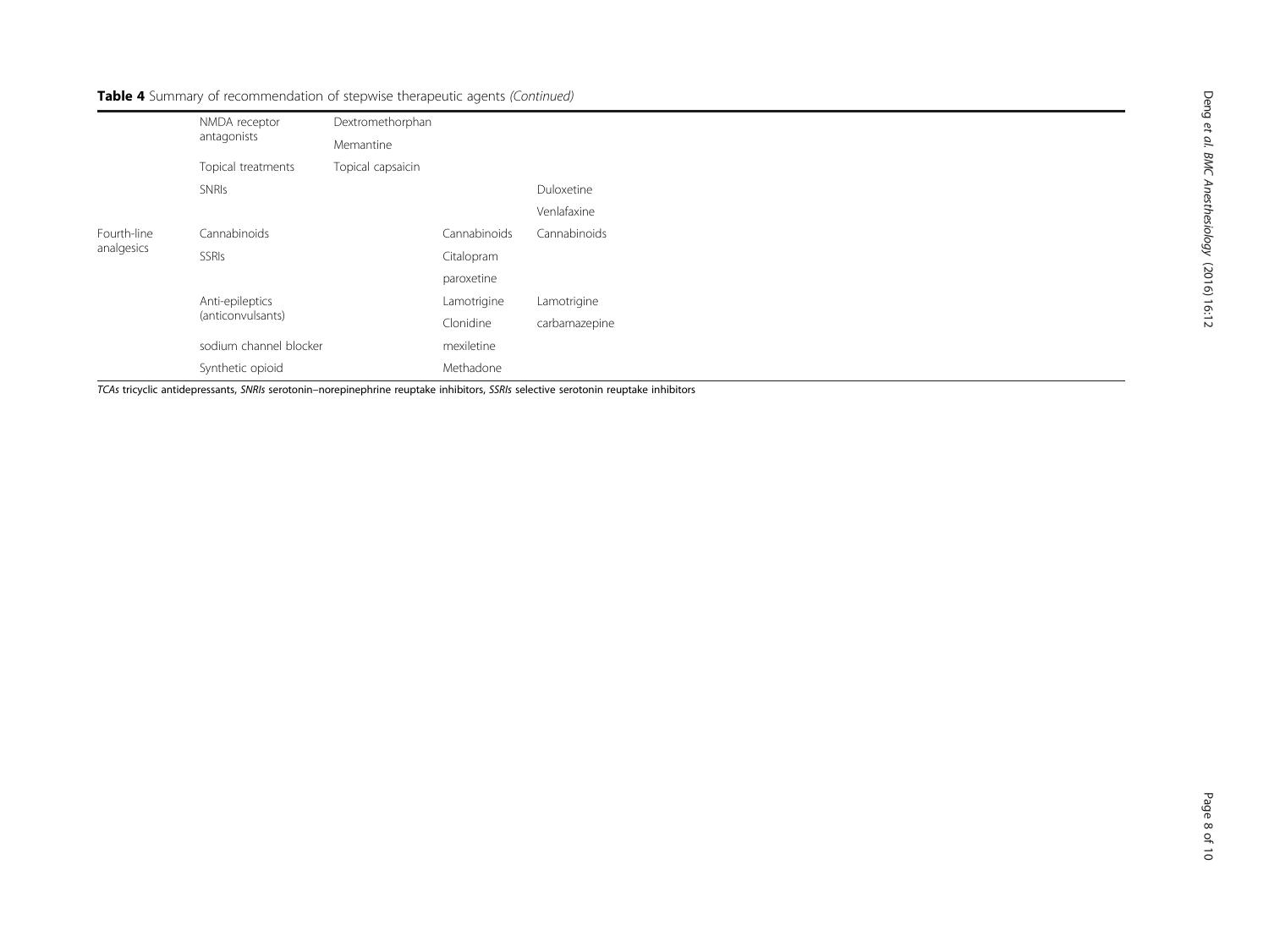**Table 4** Summary of recommendation of stepwise therapeutic agents *(Continued)*

| | | | | |
|---|---|---|---|---|
| | NMDA receptor antagonists | Dextromethorphan | | |
| | | Memantine | | |
| | Topical treatments | Topical capsaicin | | |
| | SNRIs | | | Duloxetine |
| | | | | Venlafaxine |
| Fourth-line analgesics | Cannabinoids | | Cannabinoids | Cannabinoids |
| | SSRIs | | Citalopram | |
| | | | paroxetine | |
| | Anti-epileptics (anticonvulsants) | | Lamotrigine | Lamotrigine |
| | | | Clonidine | carbamazepine |
| | sodium channel blocker | | mexiletine | |
| | Synthetic opioid | | Methadone | |

*TCAs* tricyclic antidepressants, *SNRIs* serotonin–norepinephrine reuptake inhibitors, *SSRIs* selective serotonin reuptake inhibitors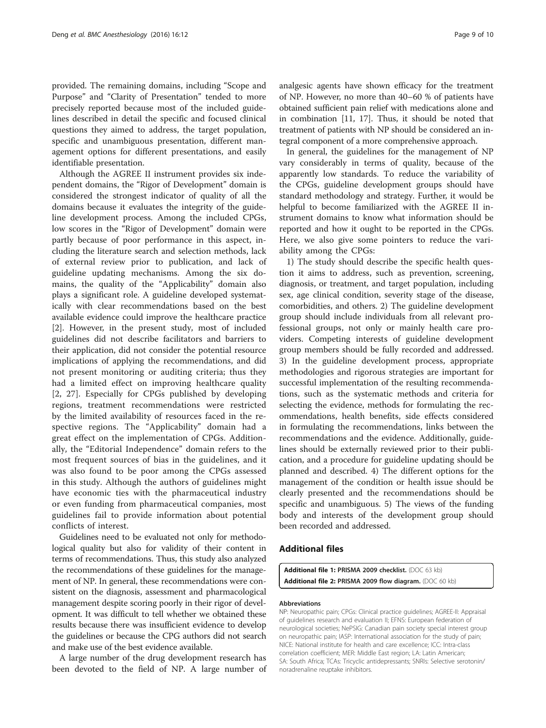provided. The remaining domains, including "Scope and Purpose" and "Clarity of Presentation" tended to more precisely reported because most of the included guidelines described in detail the specific and focused clinical questions they aimed to address, the target population, specific and unambiguous presentation, different management options for different presentations, and easily identifiable presentation.

Although the AGREE II instrument provides six independent domains, the "Rigor of Development" domain is considered the strongest indicator of quality of all the domains because it evaluates the integrity of the guideline development process. Among the included CPGs, low scores in the "Rigor of Development" domain were partly because of poor performance in this aspect, including the literature search and selection methods, lack of external review prior to publication, and lack of guideline updating mechanisms. Among the six domains, the quality of the "Applicability" domain also plays a significant role. A guideline developed systematically with clear recommendations based on the best available evidence could improve the healthcare practice [2]. However, in the present study, most of included guidelines did not describe facilitators and barriers to their application, did not consider the potential resource implications of applying the recommendations, and did not present monitoring or auditing criteria; thus they had a limited effect on improving healthcare quality [2, 27]. Especially for CPGs published by developing regions, treatment recommendations were restricted by the limited availability of resources faced in the respective regions. The "Applicability" domain had a great effect on the implementation of CPGs. Additionally, the "Editorial Independence" domain refers to the most frequent sources of bias in the guidelines, and it was also found to be poor among the CPGs assessed in this study. Although the authors of guidelines might have economic ties with the pharmaceutical industry or even funding from pharmaceutical companies, most guidelines fail to provide information about potential conflicts of interest.

Guidelines need to be evaluated not only for methodological quality but also for validity of their content in terms of recommendations. Thus, this study also analyzed the recommendations of these guidelines for the management of NP. In general, these recommendations were consistent on the diagnosis, assessment and pharmacological management despite scoring poorly in their rigor of development. It was difficult to tell whether we obtained these results because there was insufficient evidence to develop the guidelines or because the CPG authors did not search and make use of the best evidence available.

A large number of the drug development research has been devoted to the field of NP. A large number of analgesic agents have shown efficacy for the treatment of NP. However, no more than 40–60 % of patients have obtained sufficient pain relief with medications alone and in combination [11, 17]. Thus, it should be noted that treatment of patients with NP should be considered an integral component of a more comprehensive approach.

In general, the guidelines for the management of NP vary considerably in terms of quality, because of the apparently low standards. To reduce the variability of the CPGs, guideline development groups should have standard methodology and strategy. Further, it would be helpful to become familiarized with the AGREE II instrument domains to know what information should be reported and how it ought to be reported in the CPGs. Here, we also give some pointers to reduce the variability among the CPGs:

1) The study should describe the specific health question it aims to address, such as prevention, screening, diagnosis, or treatment, and target population, including sex, age clinical condition, severity stage of the disease, comorbidities, and others. 2) The guideline development group should include individuals from all relevant professional groups, not only or mainly health care providers. Competing interests of guideline development group members should be fully recorded and addressed. 3) In the guideline development process, appropriate methodologies and rigorous strategies are important for successful implementation of the resulting recommendations, such as the systematic methods and criteria for selecting the evidence, methods for formulating the recommendations, health benefits, side effects considered in formulating the recommendations, links between the recommendations and the evidence. Additionally, guidelines should be externally reviewed prior to their publication, and a procedure for guideline updating should be planned and described. 4) The different options for the management of the condition or health issue should be clearly presented and the recommendations should be specific and unambiguous. 5) The views of the funding body and interests of the development group should been recorded and addressed.

## Additional files

**Additional file 1: PRISMA 2009 checklist.** (DOC 63 kb)
**Additional file 2: PRISMA 2009 flow diagram.** (DOC 60 kb)

#### Abbreviations

NP: Neuropathic pain; CPGs: Clinical practice guidelines; AGREE-II: Appraisal of guidelines research and evaluation II; EFNS: European federation of neurological societies; NePSIG: Canadian pain society special interest group on neuropathic pain; IASP: International association for the study of pain; NICE: National institute for health and care excellence; ICC: Intra-class correlation coefficient; MER: Middle East region; LA: Latin American; SA: South Africa; TCAs: Tricyclic antidepressants; SNRIs: Selective serotonin/noradrenaline reuptake inhibitors.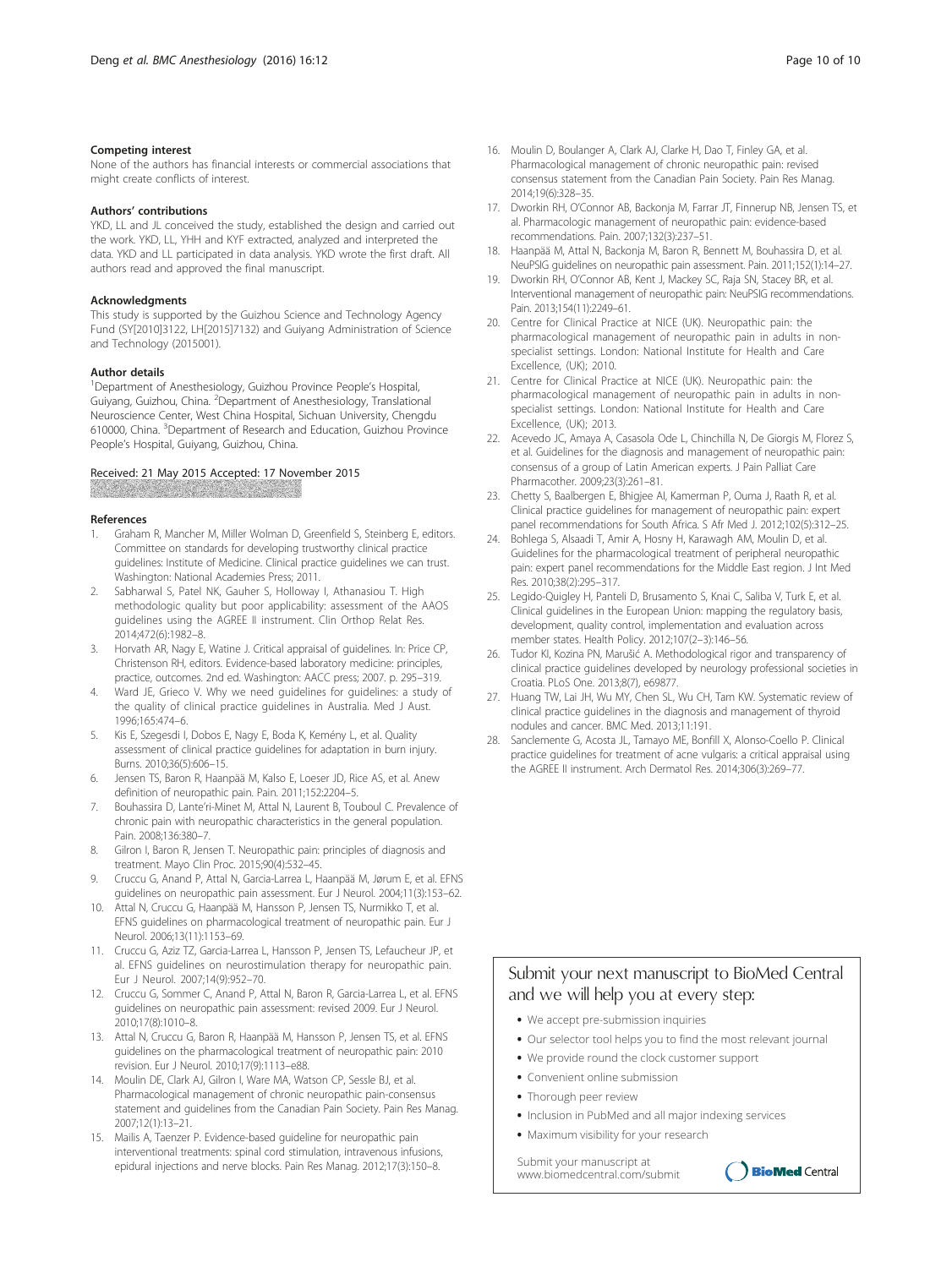#### Competing interest

None of the authors has financial interests or commercial associations that might create conflicts of interest.

#### Authors' contributions

YKD, LL and JL conceived the study, established the design and carried out the work. YKD, LL, YHH and KYF extracted, analyzed and interpreted the data. YKD and LL participated in data analysis. YKD wrote the first draft. All authors read and approved the final manuscript.

#### Acknowledgments

This study is supported by the Guizhou Science and Technology Agency Fund (SY[2010]3122, LH[2015]7132) and Guiyang Administration of Science and Technology (2015001).

#### Author details

[1]Department of Anesthesiology, Guizhou Province People's Hospital, Guiyang, Guizhou, China. [2]Department of Anesthesiology, Translational Neuroscience Center, West China Hospital, Sichuan University, Chengdu 610000, China. [3]Department of Research and Education, Guizhou Province People's Hospital, Guiyang, Guizhou, China.

Received: 21 May 2015 Accepted: 17 November 2015

#### References

1. Graham R, Mancher M, Miller Wolman D, Greenfield S, Steinberg E, editors. Committee on standards for developing trustworthy clinical practice guidelines: Institute of Medicine. Clinical practice guidelines we can trust. Washington: National Academies Press; 2011.
2. Sabharwal S, Patel NK, Gauher S, Holloway I, Athanasiou T. High methodologic quality but poor applicability: assessment of the AAOS guidelines using the AGREE II instrument. Clin Orthop Relat Res. 2014;472(6):1982–8.
3. Horvath AR, Nagy E, Watine J. Critical appraisal of guidelines. In: Price CP, Christenson RH, editors. Evidence-based laboratory medicine: principles, practice, outcomes. 2nd ed. Washington: AACC press; 2007. p. 295–319.
4. Ward JE, Grieco V. Why we need guidelines for guidelines: a study of the quality of clinical practice guidelines in Australia. Med J Aust. 1996;165:474–6.
5. Kis E, Szegesdi I, Dobos E, Nagy E, Boda K, Kemény L, et al. Quality assessment of clinical practice guidelines for adaptation in burn injury. Burns. 2010;36(5):606–15.
6. Jensen TS, Baron R, Haanpää M, Kalso E, Loeser JD, Rice AS, et al. Anew definition of neuropathic pain. Pain. 2011;152:2204–5.
7. Bouhassira D, Lante'ri-Minet M, Attal N, Laurent B, Touboul C. Prevalence of chronic pain with neuropathic characteristics in the general population. Pain. 2008;136:380–7.
8. Gilron I, Baron R, Jensen T. Neuropathic pain: principles of diagnosis and treatment. Mayo Clin Proc. 2015;90(4):532–45.
9. Cruccu G, Anand P, Attal N, Garcia-Larrea L, Haanpää M, Jørum E, et al. EFNS guidelines on neuropathic pain assessment. Eur J Neurol. 2004;11(3):153–62.
10. Attal N, Cruccu G, Haanpää M, Hansson P, Jensen TS, Nurmikko T, et al. EFNS guidelines on pharmacological treatment of neuropathic pain. Eur J Neurol. 2006;13(11):1153–69.
11. Cruccu G, Aziz TZ, Garcia-Larrea L, Hansson P, Jensen TS, Lefaucheur JP, et al. EFNS guidelines on neurostimulation therapy for neuropathic pain. Eur J Neurol. 2007;14(9):952–70.
12. Cruccu G, Sommer C, Anand P, Attal N, Baron R, Garcia-Larrea L, et al. EFNS guidelines on neuropathic pain assessment: revised 2009. Eur J Neurol. 2010;17(8):1010–8.
13. Attal N, Cruccu G, Baron R, Haanpää M, Hansson P, Jensen TS, et al. EFNS guidelines on the pharmacological treatment of neuropathic pain: 2010 revision. Eur J Neurol. 2010;17(9):1113–e88.
14. Moulin DE, Clark AJ, Gilron I, Ware MA, Watson CP, Sessle BJ, et al. Pharmacological management of chronic neuropathic pain-consensus statement and guidelines from the Canadian Pain Society. Pain Res Manag. 2007;12(1):13–21.
15. Mailis A, Taenzer P. Evidence-based guideline for neuropathic pain interventional treatments: spinal cord stimulation, intravenous infusions, epidural injections and nerve blocks. Pain Res Manag. 2012;17(3):150–8.
16. Moulin D, Boulanger A, Clark AJ, Clarke H, Dao T, Finley GA, et al. Pharmacological management of chronic neuropathic pain: revised consensus statement from the Canadian Pain Society. Pain Res Manag. 2014;19(6):328–35.
17. Dworkin RH, O'Connor AB, Backonja M, Farrar JT, Finnerup NB, Jensen TS, et al. Pharmacologic management of neuropathic pain: evidence-based recommendations. Pain. 2007;132(3):237–51.
18. Haanpää M, Attal N, Backonja M, Baron R, Bennett M, Bouhassira D, et al. NeuPSIG guidelines on neuropathic pain assessment. Pain. 2011;152(1):14–27.
19. Dworkin RH, O'Connor AB, Kent J, Mackey SC, Raja SN, Stacey BR, et al. Interventional management of neuropathic pain: NeuPSIG recommendations. Pain. 2013;154(11):2249–61.
20. Centre for Clinical Practice at NICE (UK). Neuropathic pain: the pharmacological management of neuropathic pain in adults in non-specialist settings. London: National Institute for Health and Care Excellence, (UK); 2010.
21. Centre for Clinical Practice at NICE (UK). Neuropathic pain: the pharmacological management of neuropathic pain in adults in non-specialist settings. London: National Institute for Health and Care Excellence, (UK); 2013.
22. Acevedo JC, Amaya A, Casasola Ode L, Chinchilla N, De Giorgis M, Florez S, et al. Guidelines for the diagnosis and management of neuropathic pain: consensus of a group of Latin American experts. J Pain Palliat Care Pharmacother. 2009;23(3):261–81.
23. Chetty S, Baalbergen E, Bhigjee AI, Kamerman P, Ouma J, Raath R, et al. Clinical practice guidelines for management of neuropathic pain: expert panel recommendations for South Africa. S Afr Med J. 2012;102(5):312–25.
24. Bohlega S, Alsaadi T, Amir A, Hosny H, Karawagh AM, Moulin D, et al. Guidelines for the pharmacological treatment of peripheral neuropathic pain: expert panel recommendations for the Middle East region. J Int Med Res. 2010;38(2):295–317.
25. Legido-Quigley H, Panteli D, Brusamento S, Knai C, Saliba V, Turk E, et al. Clinical guidelines in the European Union: mapping the regulatory basis, development, quality control, implementation and evaluation across member states. Health Policy. 2012;107(2–3):146–56.
26. Tudor KI, Kozina PN, Marušić A. Methodological rigor and transparency of clinical practice guidelines developed by neurology professional societies in Croatia. PLoS One. 2013;8(7), e69877.
27. Huang TW, Lai JH, Wu MY, Chen SL, Wu CH, Tam KW. Systematic review of clinical practice guidelines in the diagnosis and management of thyroid nodules and cancer. BMC Med. 2013;11:191.
28. Sanclemente G, Acosta JL, Tamayo ME, Bonfill X, Alonso-Coello P. Clinical practice guidelines for treatment of acne vulgaris: a critical appraisal using the AGREE II instrument. Arch Dermatol Res. 2014;306(3):269–77.

Submit your next manuscript to BioMed Central and we will help you at every step:

- We accept pre-submission inquiries
- Our selector tool helps you to find the most relevant journal
- We provide round the clock customer support
- Convenient online submission
- Thorough peer review
- Inclusion in PubMed and all major indexing services
- Maximum visibility for your research

Submit your manuscript at www.biomedcentral.com/submit

BioMed Central